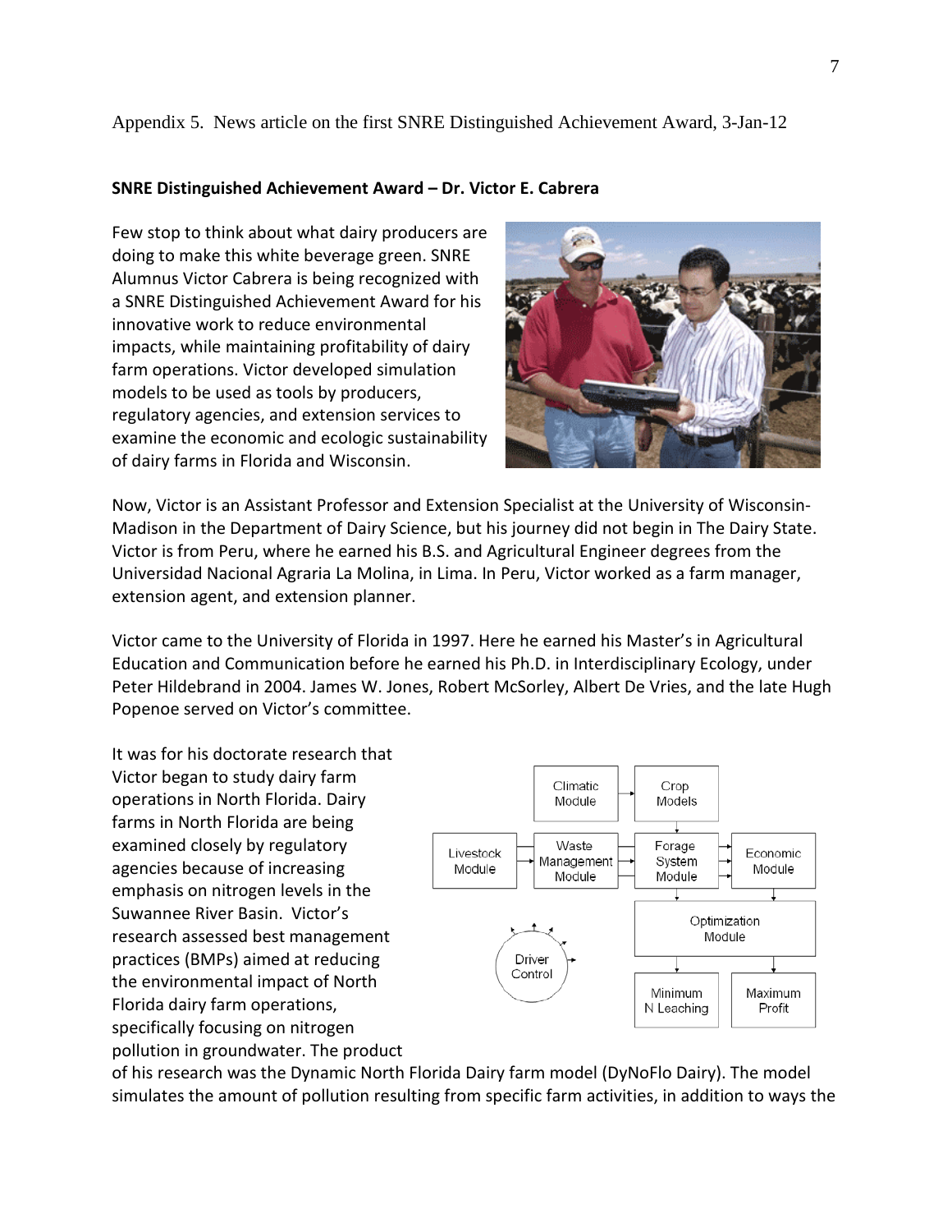Appendix 5. News article on the first SNRE Distinguished Achievement Award, 3-Jan-12

**SNRE Distinguished Achievement Award – Dr. Victor E. Cabrera**

Few stop to think about what dairy producers are doing to make this white beverage green. SNRE Alumnus Victor Cabrera is being recognized with a SNRE Distinguished Achievement Award for his innovative work to reduce environmental impacts, while maintaining profitability of dairy farm operations. Victor developed simulation models to be used as tools by producers, regulatory agencies, and extension services to examine the economic and ecologic sustainability of dairy farms in Florida and Wisconsin.

Now, Victor is an Assistant Professor and Extension Specialist at the University of Wisconsin-Madison in the Department of Dairy Science, but his journey did not begin in The Dairy State. Victor is from Peru, where he earned his B.S. and Agricultural Engineer degrees from the Universidad Nacional Agraria La Molina, in Lima. In Peru, Victor worked as a farm manager, extension agent, and extension planner.

Victor came to the University of Florida in 1997. Here he earned his Master's in Agricultural Education and Communication before he earned his Ph.D. in Interdisciplinary Ecology, under Peter Hildebrand in 2004. James W. Jones, Robert McSorley, Albert De Vries, and the late Hugh Popenoe served on Victor's committee.

It was for his doctorate research that Victor began to study dairy farm operations in North Florida. Dairy farms in North Florida are being examined closely by regulatory agencies because of increasing emphasis on nitrogen levels in the Suwannee River Basin. Victor's research assessed best management practices (BMPs) aimed at reducing the environmental impact of North Florida dairy farm operations, specifically focusing on nitrogen pollution in groundwater. The product of his research was the Dynamic North Florida Dairy farm model (DyNoFlo Dairy). The model simulates the amount of pollution resulting from specific farm activities, in addition to ways the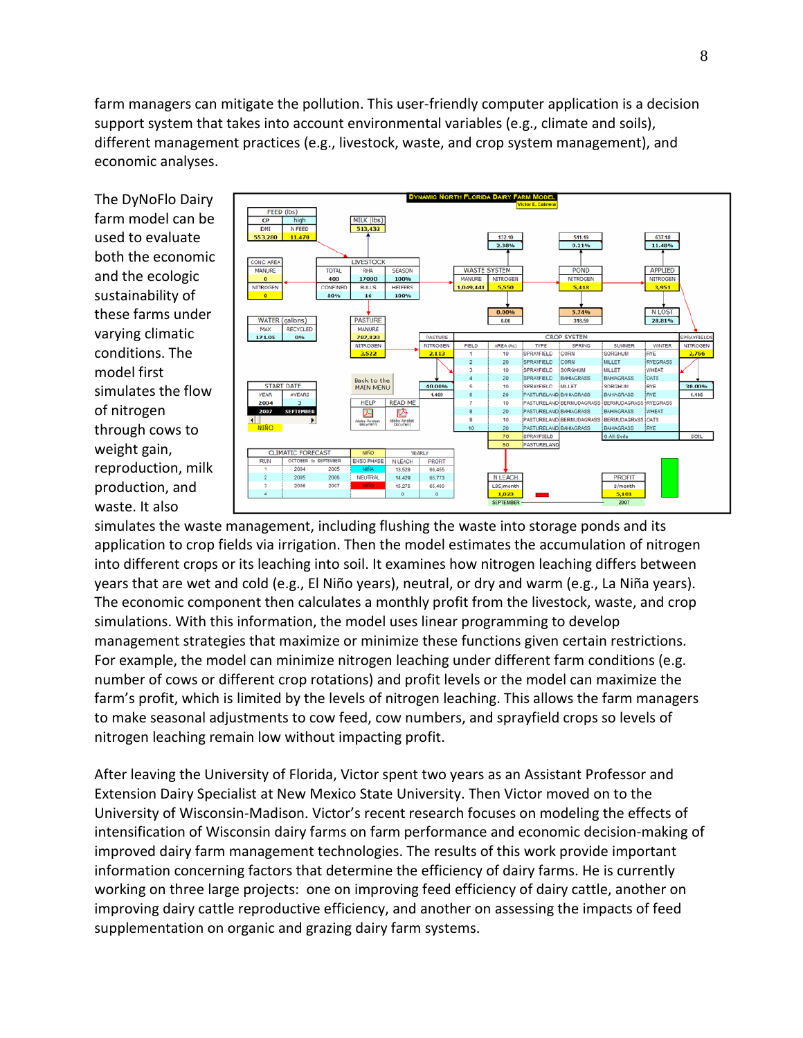farm managers can mitigate the pollution. This user-friendly computer application is a decision support system that takes into account environmental variables (e.g., climate and soils), different management practices (e.g., livestock, waste, and crop system management), and economic analyses.

The DyNoFlo Dairy farm model can be used to evaluate both the economic and the ecologic sustainability of these farms under varying climatic conditions. The model first simulates the flow of nitrogen through cows to weight gain, reproduction, milk production, and waste. It also simulates the waste management, including flushing the waste into storage ponds and its application to crop fields via irrigation. Then the model estimates the accumulation of nitrogen into different crops or its leaching into soil. It examines how nitrogen leaching differs between years that are wet and cold (e.g., El Niño years), neutral, or dry and warm (e.g., La Niña years). The economic component then calculates a monthly profit from the livestock, waste, and crop simulations. With this information, the model uses linear programming to develop management strategies that maximize or minimize these functions given certain restrictions. For example, the model can minimize nitrogen leaching under different farm conditions (e.g. number of cows or different crop rotations) and profit levels or the model can maximize the farm's profit, which is limited by the levels of nitrogen leaching. This allows the farm managers to make seasonal adjustments to cow feed, cow numbers, and sprayfield crops so levels of nitrogen leaching remain low without impacting profit.

After leaving the University of Florida, Victor spent two years as an Assistant Professor and Extension Dairy Specialist at New Mexico State University. Then Victor moved on to the University of Wisconsin-Madison. Victor's recent research focuses on modeling the effects of intensification of Wisconsin dairy farms on farm performance and economic decision-making of improved dairy farm management technologies. The results of this work provide important information concerning factors that determine the efficiency of dairy farms. He is currently working on three large projects: one on improving feed efficiency of dairy cattle, another on improving dairy cattle reproductive efficiency, and another on assessing the impacts of feed supplementation on organic and grazing dairy farm systems.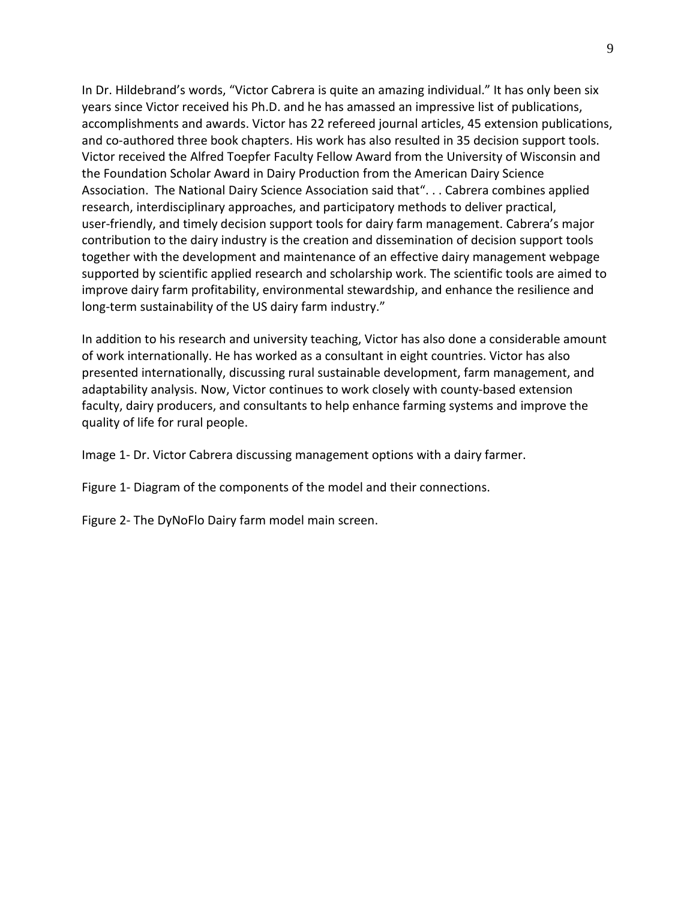In Dr. Hildebrand's words, "Victor Cabrera is quite an amazing individual." It has only been six years since Victor received his Ph.D. and he has amassed an impressive list of publications, accomplishments and awards. Victor has 22 refereed journal articles, 45 extension publications, and co-authored three book chapters. His work has also resulted in 35 decision support tools. Victor received the Alfred Toepfer Faculty Fellow Award from the University of Wisconsin and the Foundation Scholar Award in Dairy Production from the American Dairy Science Association. The National Dairy Science Association said that". . . Cabrera combines applied research, interdisciplinary approaches, and participatory methods to deliver practical, user-friendly, and timely decision support tools for dairy farm management. Cabrera's major contribution to the dairy industry is the creation and dissemination of decision support tools together with the development and maintenance of an effective dairy management webpage supported by scientific applied research and scholarship work. The scientific tools are aimed to improve dairy farm profitability, environmental stewardship, and enhance the resilience and long-term sustainability of the US dairy farm industry."

In addition to his research and university teaching, Victor has also done a considerable amount of work internationally. He has worked as a consultant in eight countries. Victor has also presented internationally, discussing rural sustainable development, farm management, and adaptability analysis. Now, Victor continues to work closely with county-based extension faculty, dairy producers, and consultants to help enhance farming systems and improve the quality of life for rural people.

Image 1- Dr. Victor Cabrera discussing management options with a dairy farmer.

Figure 1- Diagram of the components of the model and their connections.

Figure 2- The DyNoFlo Dairy farm model main screen.